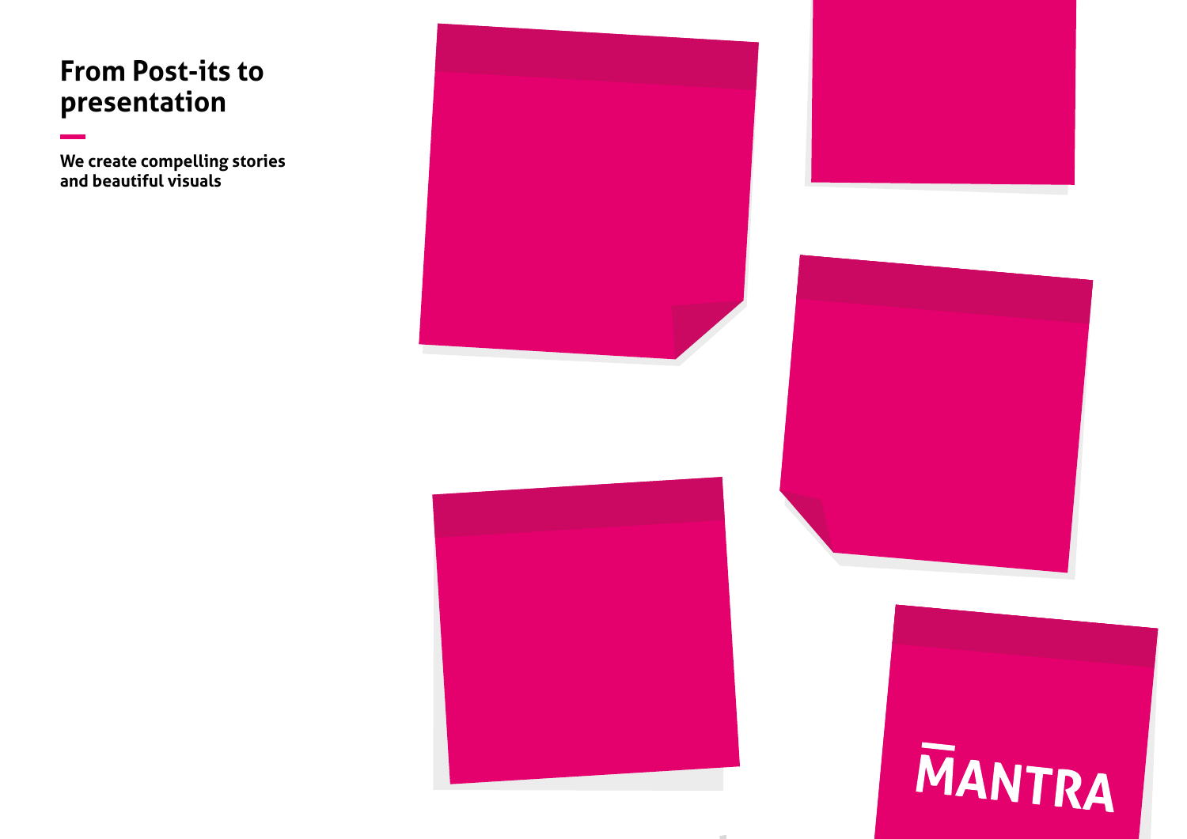# From Post-its to presentation

**We create compelling stories and beautiful visuals**

MANTRA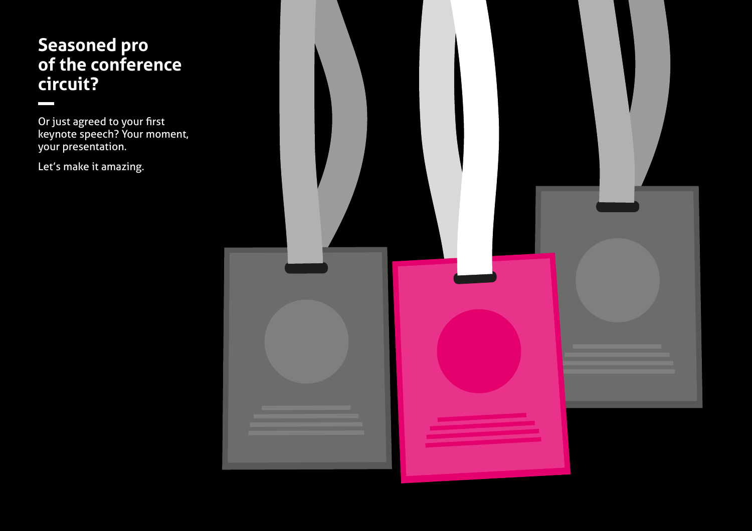## Seasoned pro of the conference circuit?

Or just agreed to your first keynote speech? Your moment, your presentation.

Let's make it amazing.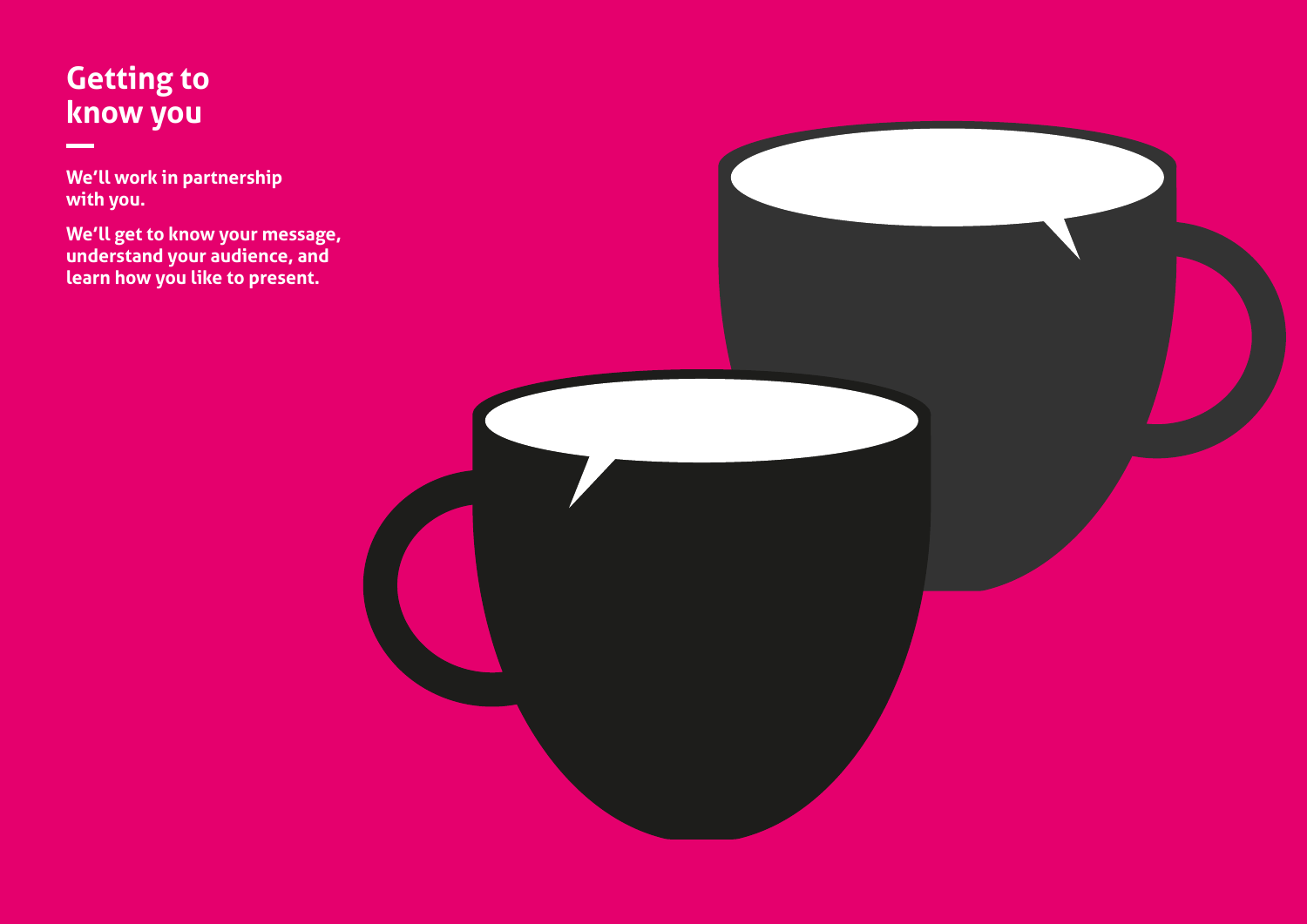# Getting to know you

**We'll work in partnership with you.**

**We'll get to know your message, understand your audience, and learn how you like to present.**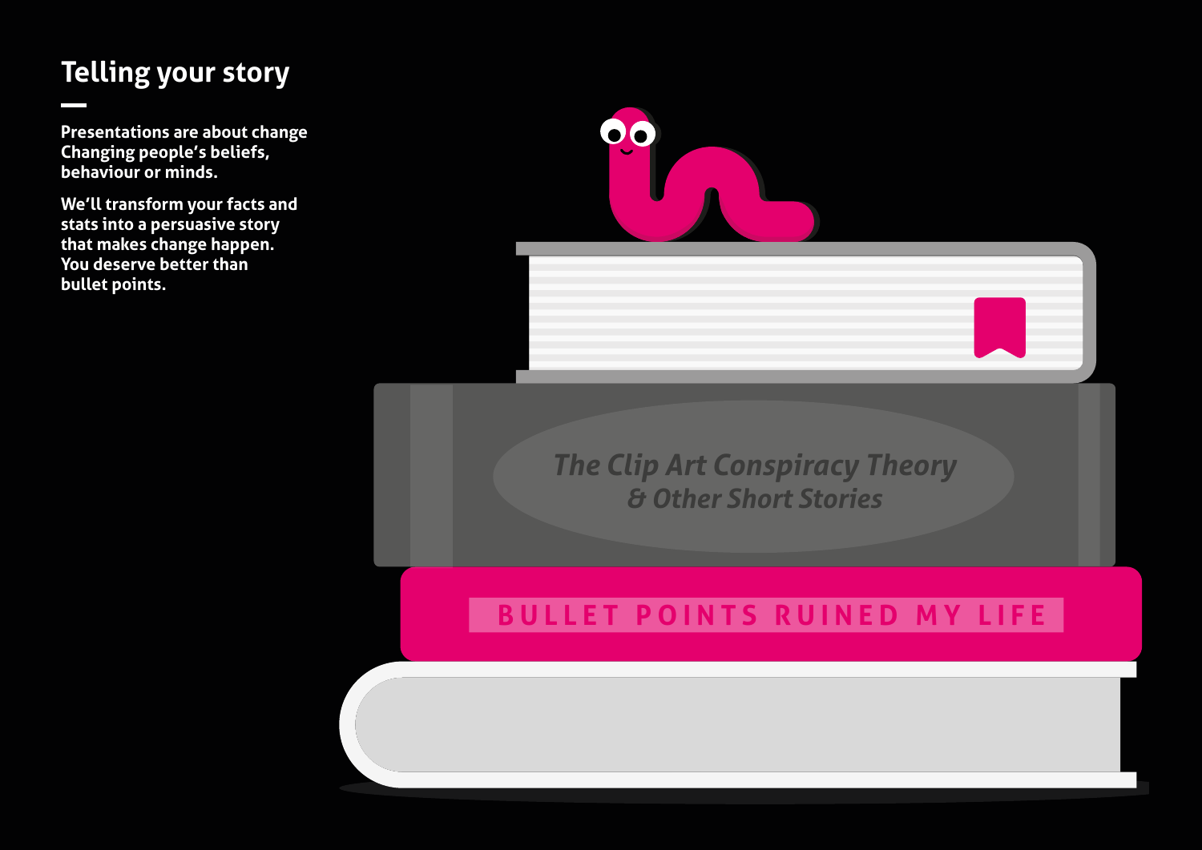# Telling your story

**Presentations are about change Changing people's beliefs, behaviour or minds.**

**We'll transform your facts and stats into a persuasive story that makes change happen. You deserve better than bullet points.**

*The Clip Art Conspiracy Theory & Other Short Stories*

BULLET POINTS RUINED MY LIFE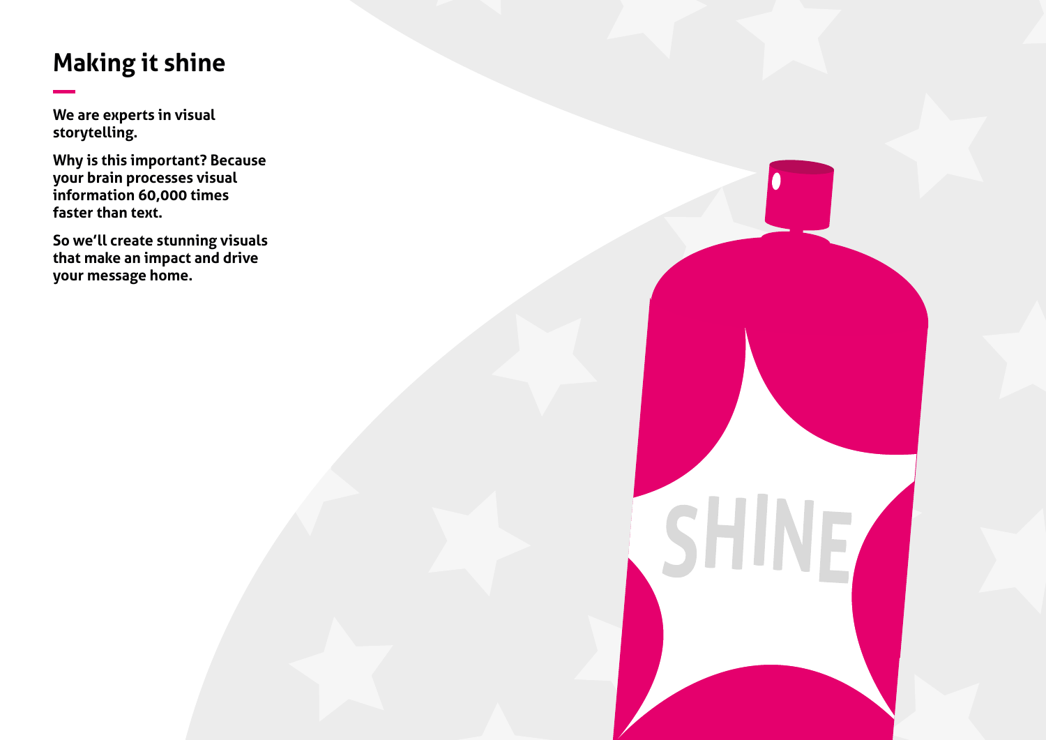# Making it shine

**We are experts in visual storytelling.**

**Why is this important? Because your brain processes visual information 60,000 times faster than text.**

**So we'll create stunning visuals that make an impact and drive your message home.**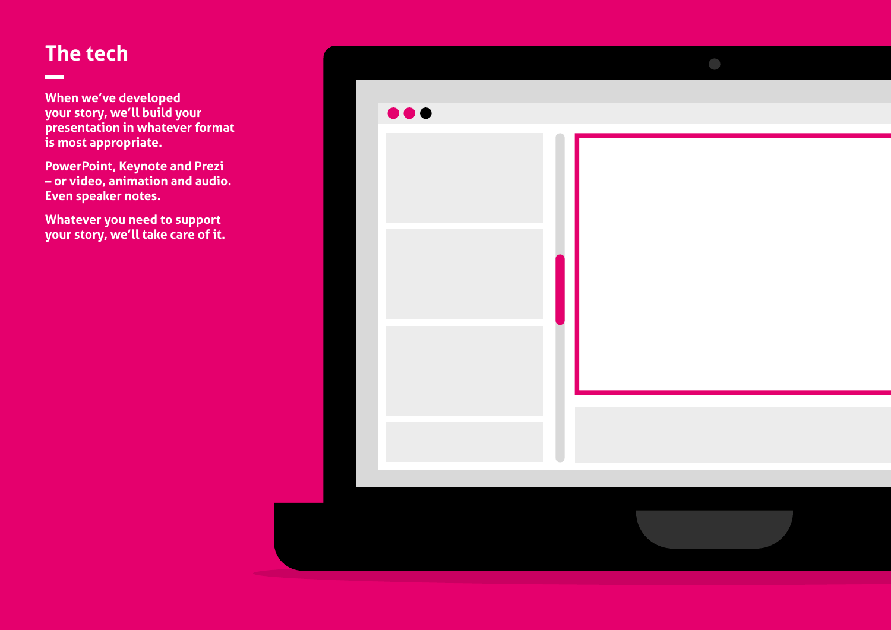# The tech

When we've developed your story, we'll build your presentation in whatever format is most appropriate.

PowerPoint, Keynote and Prezi – or video, animation and audio. Even speaker notes.

Whatever you need to support your story, we'll take care of it.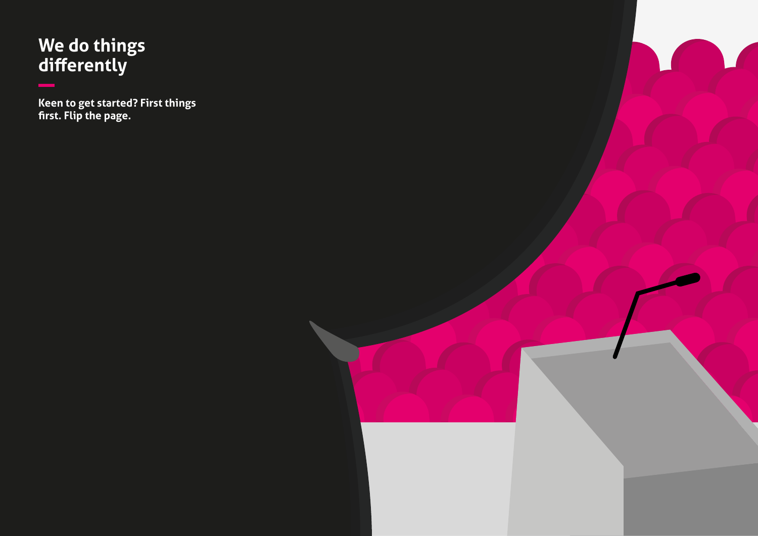# We do things differently

**Keen to get started? First things first. Flip the page.**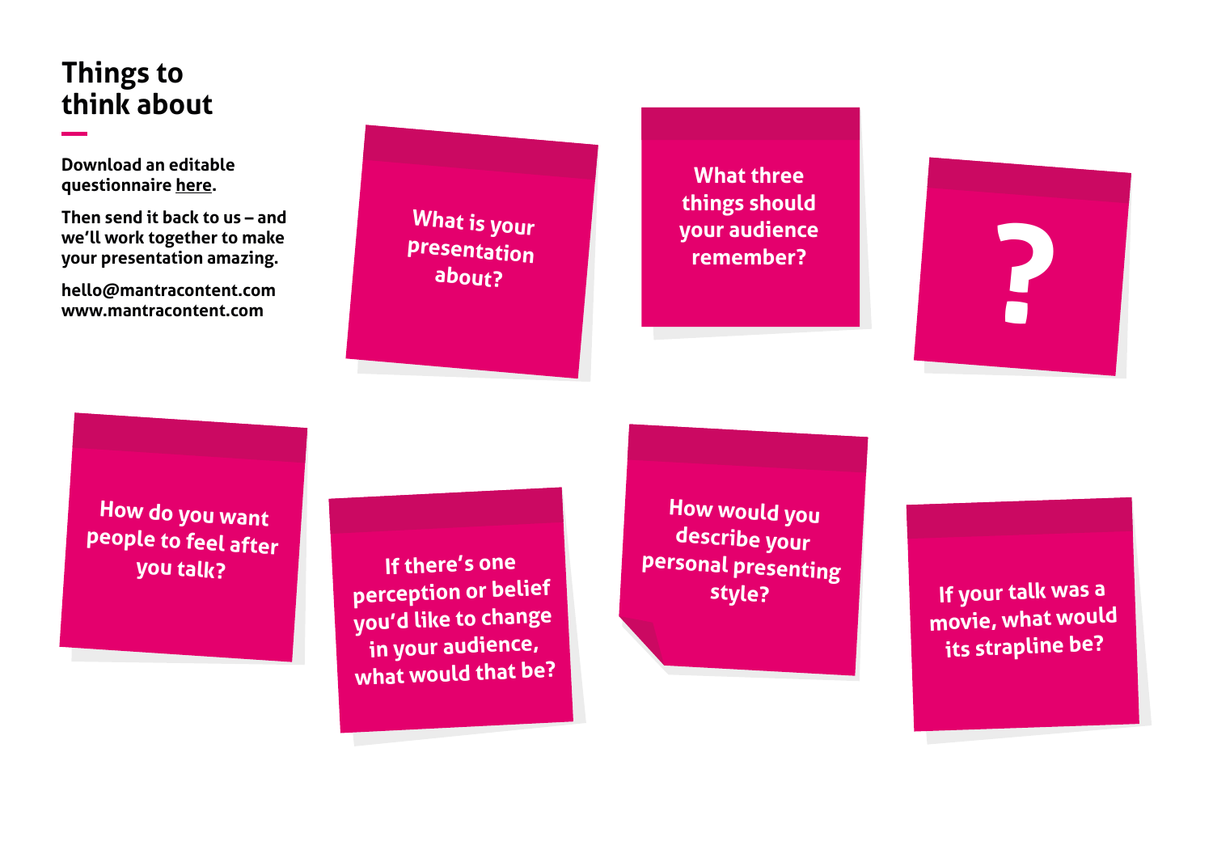# Things to think about

**Download an editable questionnaire here.**

**Then send it back to us – and we'll work together to make your presentation amazing.**

**hello@mantracontent.com**
**www.mantracontent.com**

What is your presentation about?

What three things should your audience remember?

?

How do you want people to feel after you talk?

If there's one perception or belief you'd like to change in your audience, what would that be?

How would you describe your personal presenting style?

If your talk was a movie, what would its strapline be?